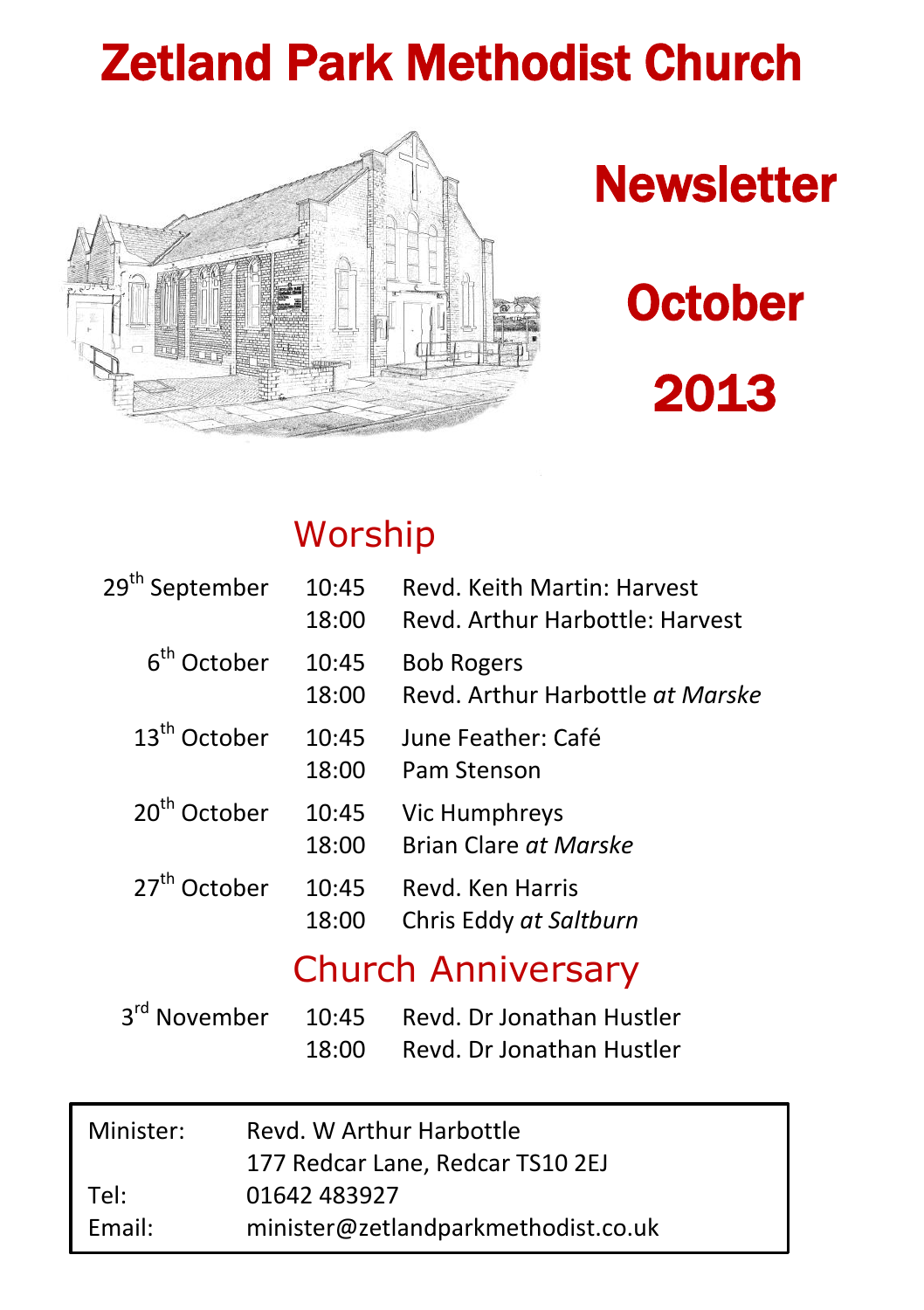# Zetland Park Methodist Church

## Newsletter

## October

## 2013

## Worship

| | | |
|---|---|---|
| 29th September | 10:45 | Revd. Keith Martin: Harvest |
| | 18:00 | Revd. Arthur Harbottle: Harvest |
| 6th October | 10:45 | Bob Rogers |
| | 18:00 | Revd. Arthur Harbottle *at Marske* |
| 13th October | 10:45 | June Feather: Café |
| | 18:00 | Pam Stenson |
| 20th October | 10:45 | Vic Humphreys |
| | 18:00 | Brian Clare *at Marske* |
| 27th October | 10:45 | Revd. Ken Harris |
| | 18:00 | Chris Eddy *at Saltburn* |

## Church Anniversary

| | | |
|---|---|---|
| 3rd November | 10:45 | Revd. Dr Jonathan Hustler |
| | 18:00 | Revd. Dr Jonathan Hustler |

| | |
|---|---|
| Minister: | Revd. W Arthur Harbottle |
| | 177 Redcar Lane, Redcar TS10 2EJ |
| Tel: | 01642 483927 |
| Email: | minister@zetlandparkmethodist.co.uk |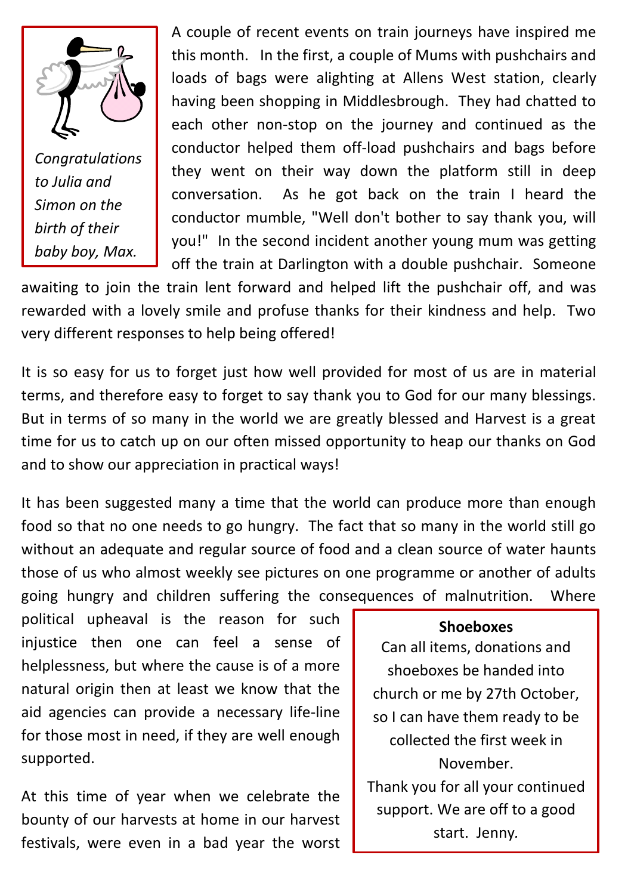*Congratulations to Julia and Simon on the birth of their baby boy, Max.*

A couple of recent events on train journeys have inspired me this month. In the first, a couple of Mums with pushchairs and loads of bags were alighting at Allens West station, clearly having been shopping in Middlesbrough. They had chatted to each other non-stop on the journey and continued as the conductor helped them off-load pushchairs and bags before they went on their way down the platform still in deep conversation. As he got back on the train I heard the conductor mumble, "Well don't bother to say thank you, will you!" In the second incident another young mum was getting off the train at Darlington with a double pushchair. Someone awaiting to join the train lent forward and helped lift the pushchair off, and was rewarded with a lovely smile and profuse thanks for their kindness and help. Two very different responses to help being offered!

It is so easy for us to forget just how well provided for most of us are in material terms, and therefore easy to forget to say thank you to God for our many blessings. But in terms of so many in the world we are greatly blessed and Harvest is a great time for us to catch up on our often missed opportunity to heap our thanks on God and to show our appreciation in practical ways!

It has been suggested many a time that the world can produce more than enough food so that no one needs to go hungry. The fact that so many in the world still go without an adequate and regular source of food and a clean source of water haunts those of us who almost weekly see pictures on one programme or another of adults going hungry and children suffering the consequences of malnutrition. Where political upheaval is the reason for such injustice then one can feel a sense of helplessness, but where the cause is of a more natural origin then at least we know that the aid agencies can provide a necessary life-line for those most in need, if they are well enough supported.

At this time of year when we celebrate the bounty of our harvests at home in our harvest festivals, were even in a bad year the worst

**Shoeboxes**

Can all items, donations and shoeboxes be handed into church or me by 27th October, so I can have them ready to be collected the first week in November.

Thank you for all your continued support. We are off to a good start. Jenny.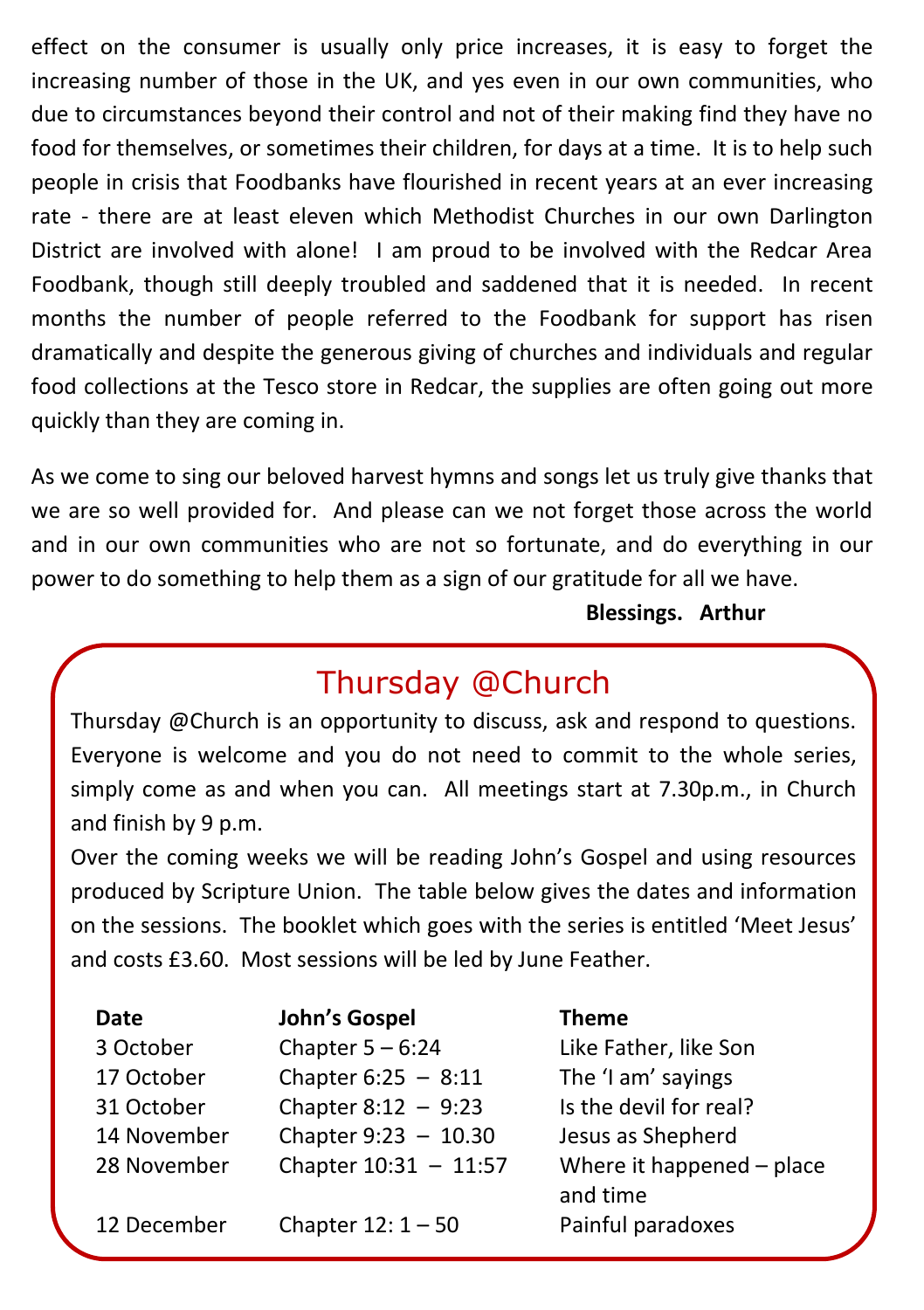effect on the consumer is usually only price increases, it is easy to forget the increasing number of those in the UK, and yes even in our own communities, who due to circumstances beyond their control and not of their making find they have no food for themselves, or sometimes their children, for days at a time. It is to help such people in crisis that Foodbanks have flourished in recent years at an ever increasing rate - there are at least eleven which Methodist Churches in our own Darlington District are involved with alone! I am proud to be involved with the Redcar Area Foodbank, though still deeply troubled and saddened that it is needed. In recent months the number of people referred to the Foodbank for support has risen dramatically and despite the generous giving of churches and individuals and regular food collections at the Tesco store in Redcar, the supplies are often going out more quickly than they are coming in.

As we come to sing our beloved harvest hymns and songs let us truly give thanks that we are so well provided for. And please can we not forget those across the world and in our own communities who are not so fortunate, and do everything in our power to do something to help them as a sign of our gratitude for all we have.

**Blessings. Arthur**

## Thursday @Church

Thursday @Church is an opportunity to discuss, ask and respond to questions. Everyone is welcome and you do not need to commit to the whole series, simply come as and when you can. All meetings start at 7.30p.m., in Church and finish by 9 p.m.

Over the coming weeks we will be reading John's Gospel and using resources produced by Scripture Union. The table below gives the dates and information on the sessions. The booklet which goes with the series is entitled 'Meet Jesus' and costs £3.60. Most sessions will be led by June Feather.

| Date | John's Gospel | Theme |
|---|---|---|
| 3 October | Chapter 5 – 6:24 | Like Father, like Son |
| 17 October | Chapter 6:25 – 8:11 | The 'I am' sayings |
| 31 October | Chapter 8:12 – 9:23 | Is the devil for real? |
| 14 November | Chapter 9:23 – 10.30 | Jesus as Shepherd |
| 28 November | Chapter 10:31 – 11:57 | Where it happened – place and time |
| 12 December | Chapter 12: 1 – 50 | Painful paradoxes |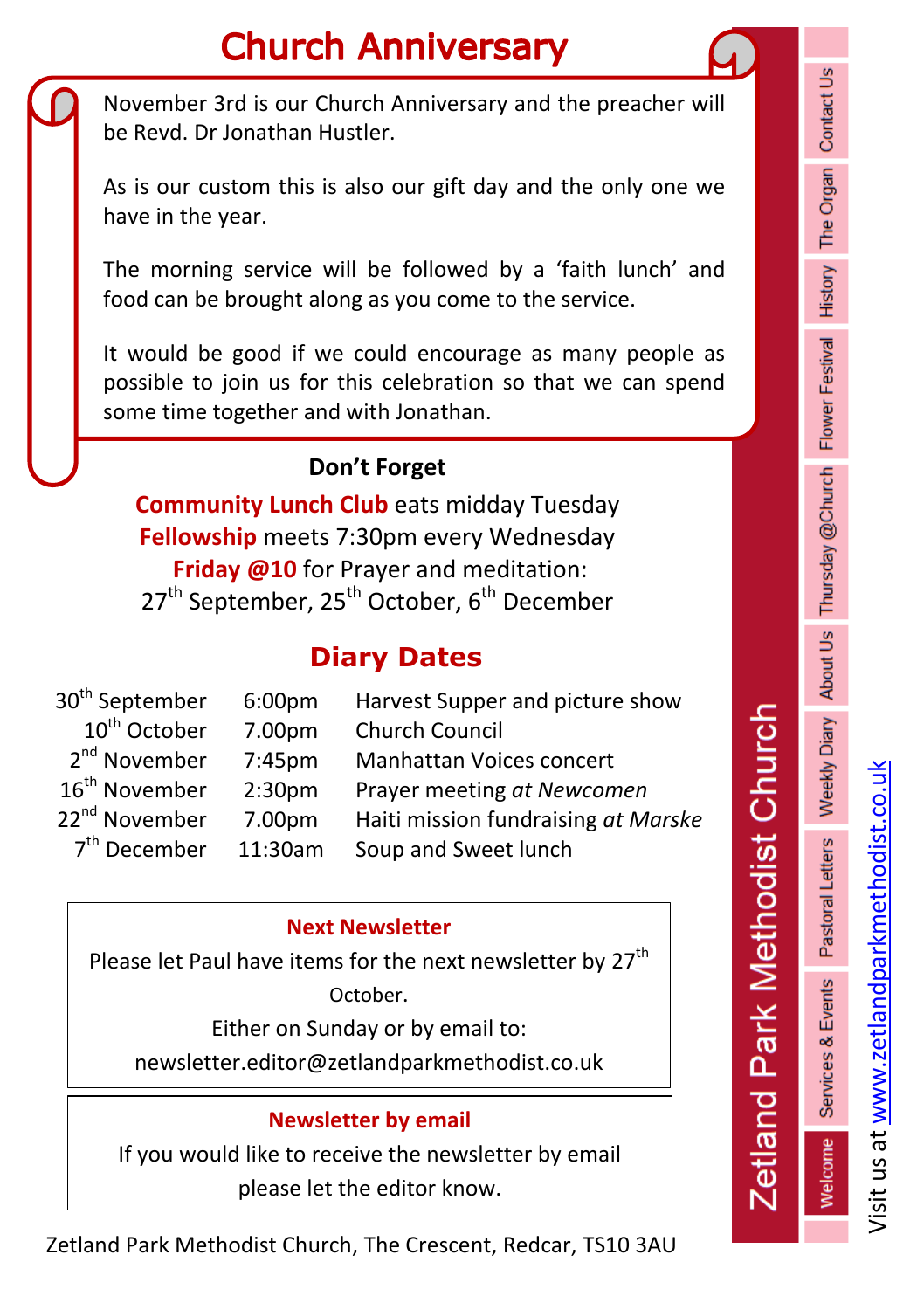# Church Anniversary

November 3rd is our Church Anniversary and the preacher will be Revd. Dr Jonathan Hustler.

As is our custom this is also our gift day and the only one we have in the year.

The morning service will be followed by a 'faith lunch' and food can be brought along as you come to the service.

It would be good if we could encourage as many people as possible to join us for this celebration so that we can spend some time together and with Jonathan.

### Don't Forget

**Community Lunch Club** eats midday Tuesday
**Fellowship** meets 7:30pm every Wednesday
**Friday @10** for Prayer and meditation:
27th September, 25th October, 6th December

## Diary Dates

| | | |
|---|---|---|
| 30th September | 6:00pm | Harvest Supper and picture show |
| 10th October | 7.00pm | Church Council |
| 2nd November | 7:45pm | Manhattan Voices concert |
| 16th November | 2:30pm | Prayer meeting *at Newcomen* |
| 22nd November | 7.00pm | Haiti mission fundraising *at Marske* |
| 7th December | 11:30am | Soup and Sweet lunch |

**Next Newsletter**

Please let Paul have items for the next newsletter by 27th October.
Either on Sunday or by email to:
newsletter.editor@zetlandparkmethodist.co.uk

**Newsletter by email**

If you would like to receive the newsletter by email please let the editor know.

Zetland Park Methodist Church, The Crescent, Redcar, TS10 3AU

Zetland Park Methodist Church

Welcome | Services & Events | Pastoral Letters | Weekly Diary | About Us | Thursday @Church | Flower Festival | History | The Organ | Contact Us

Visit us at www.zetlandparkmethodist.co.uk